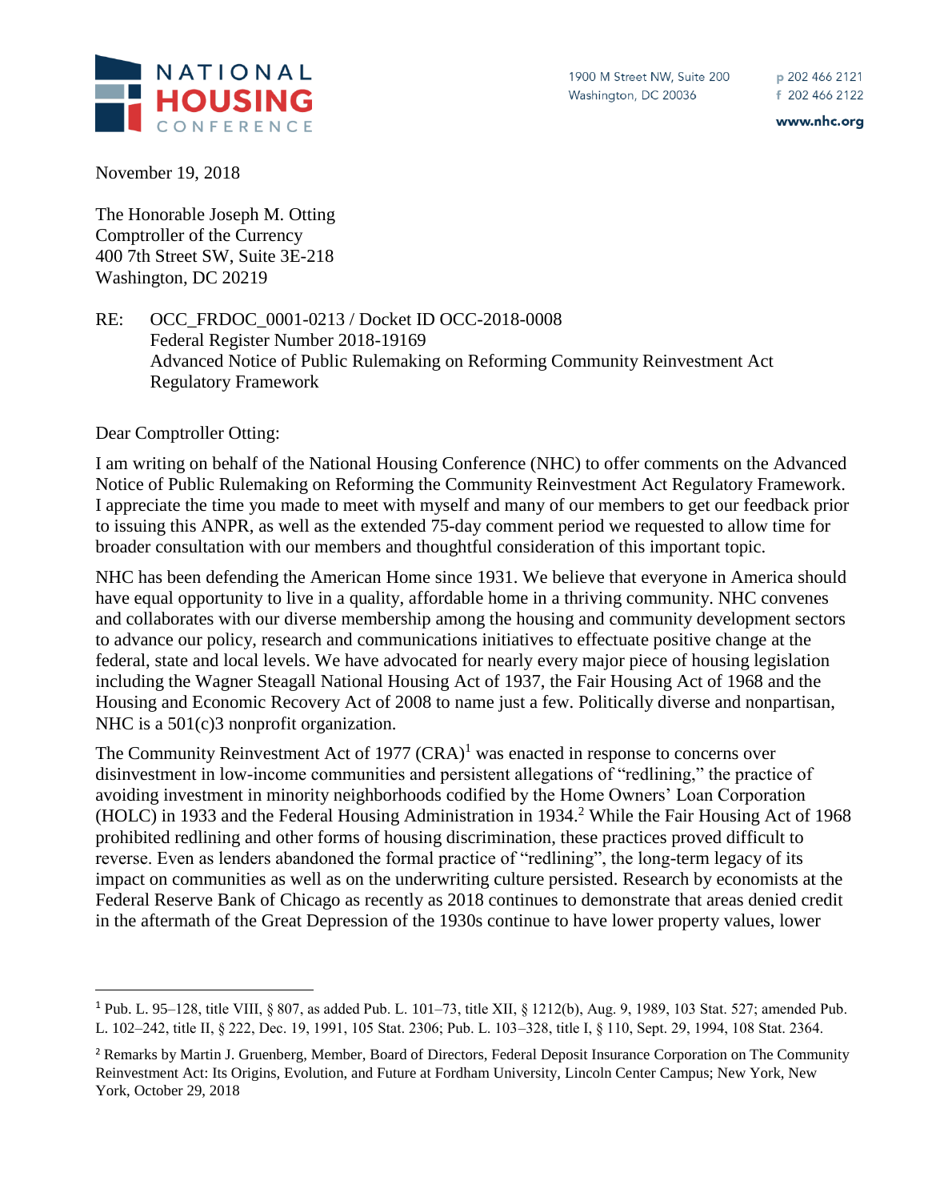NATIONAL HOUSING CONFERENCE

1900 M Street NW, Suite 200
Washington, DC 20036

p 202 466 2121
f 202 466 2122
www.nhc.org

November 19, 2018

The Honorable Joseph M. Otting
Comptroller of the Currency
400 7th Street SW, Suite 3E-218
Washington, DC 20219

RE: OCC_FRDOC_0001-0213 / Docket ID OCC-2018-0008
Federal Register Number 2018-19169
Advanced Notice of Public Rulemaking on Reforming Community Reinvestment Act Regulatory Framework

Dear Comptroller Otting:

I am writing on behalf of the National Housing Conference (NHC) to offer comments on the Advanced Notice of Public Rulemaking on Reforming the Community Reinvestment Act Regulatory Framework. I appreciate the time you made to meet with myself and many of our members to get our feedback prior to issuing this ANPR, as well as the extended 75-day comment period we requested to allow time for broader consultation with our members and thoughtful consideration of this important topic.

NHC has been defending the American Home since 1931. We believe that everyone in America should have equal opportunity to live in a quality, affordable home in a thriving community. NHC convenes and collaborates with our diverse membership among the housing and community development sectors to advance our policy, research and communications initiatives to effectuate positive change at the federal, state and local levels. We have advocated for nearly every major piece of housing legislation including the Wagner Steagall National Housing Act of 1937, the Fair Housing Act of 1968 and the Housing and Economic Recovery Act of 2008 to name just a few. Politically diverse and nonpartisan, NHC is a 501(c)3 nonprofit organization.

The Community Reinvestment Act of 1977 (CRA)[1] was enacted in response to concerns over disinvestment in low-income communities and persistent allegations of "redlining," the practice of avoiding investment in minority neighborhoods codified by the Home Owners' Loan Corporation (HOLC) in 1933 and the Federal Housing Administration in 1934.[2] While the Fair Housing Act of 1968 prohibited redlining and other forms of housing discrimination, these practices proved difficult to reverse. Even as lenders abandoned the formal practice of "redlining", the long-term legacy of its impact on communities as well as on the underwriting culture persisted. Research by economists at the Federal Reserve Bank of Chicago as recently as 2018 continues to demonstrate that areas denied credit in the aftermath of the Great Depression of the 1930s continue to have lower property values, lower

---

[1] Pub. L. 95–128, title VIII, § 807, as added Pub. L. 101–73, title XII, § 1212(b), Aug. 9, 1989, 103 Stat. 527; amended Pub. L. 102–242, title II, § 222, Dec. 19, 1991, 105 Stat. 2306; Pub. L. 103–328, title I, § 110, Sept. 29, 1994, 108 Stat. 2364.

[2] Remarks by Martin J. Gruenberg, Member, Board of Directors, Federal Deposit Insurance Corporation on The Community Reinvestment Act: Its Origins, Evolution, and Future at Fordham University, Lincoln Center Campus; New York, New York, October 29, 2018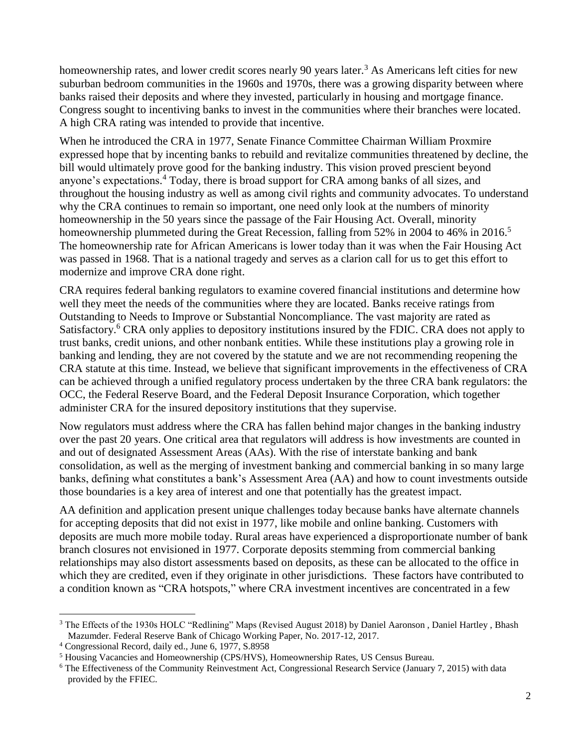homeownership rates, and lower credit scores nearly 90 years later.[3] As Americans left cities for new suburban bedroom communities in the 1960s and 1970s, there was a growing disparity between where banks raised their deposits and where they invested, particularly in housing and mortgage finance. Congress sought to incentiving banks to invest in the communities where their branches were located. A high CRA rating was intended to provide that incentive.

When he introduced the CRA in 1977, Senate Finance Committee Chairman William Proxmire expressed hope that by incenting banks to rebuild and revitalize communities threatened by decline, the bill would ultimately prove good for the banking industry. This vision proved prescient beyond anyone's expectations.[4] Today, there is broad support for CRA among banks of all sizes, and throughout the housing industry as well as among civil rights and community advocates. To understand why the CRA continues to remain so important, one need only look at the numbers of minority homeownership in the 50 years since the passage of the Fair Housing Act. Overall, minority homeownership plummeted during the Great Recession, falling from 52% in 2004 to 46% in 2016.[5] The homeownership rate for African Americans is lower today than it was when the Fair Housing Act was passed in 1968. That is a national tragedy and serves as a clarion call for us to get this effort to modernize and improve CRA done right.

CRA requires federal banking regulators to examine covered financial institutions and determine how well they meet the needs of the communities where they are located. Banks receive ratings from Outstanding to Needs to Improve or Substantial Noncompliance. The vast majority are rated as Satisfactory.[6] CRA only applies to depository institutions insured by the FDIC. CRA does not apply to trust banks, credit unions, and other nonbank entities. While these institutions play a growing role in banking and lending, they are not covered by the statute and we are not recommending reopening the CRA statute at this time. Instead, we believe that significant improvements in the effectiveness of CRA can be achieved through a unified regulatory process undertaken by the three CRA bank regulators: the OCC, the Federal Reserve Board, and the Federal Deposit Insurance Corporation, which together administer CRA for the insured depository institutions that they supervise.

Now regulators must address where the CRA has fallen behind major changes in the banking industry over the past 20 years. One critical area that regulators will address is how investments are counted in and out of designated Assessment Areas (AAs). With the rise of interstate banking and bank consolidation, as well as the merging of investment banking and commercial banking in so many large banks, defining what constitutes a bank's Assessment Area (AA) and how to count investments outside those boundaries is a key area of interest and one that potentially has the greatest impact.

AA definition and application present unique challenges today because banks have alternate channels for accepting deposits that did not exist in 1977, like mobile and online banking. Customers with deposits are much more mobile today. Rural areas have experienced a disproportionate number of bank branch closures not envisioned in 1977. Corporate deposits stemming from commercial banking relationships may also distort assessments based on deposits, as these can be allocated to the office in which they are credited, even if they originate in other jurisdictions. These factors have contributed to a condition known as "CRA hotspots," where CRA investment incentives are concentrated in a few

---

[3] The Effects of the 1930s HOLC "Redlining" Maps (Revised August 2018) by Daniel Aaronson , Daniel Hartley , Bhash Mazumder. Federal Reserve Bank of Chicago Working Paper, No. 2017-12, 2017.

[4] Congressional Record, daily ed., June 6, 1977, S.8958

[5] Housing Vacancies and Homeownership (CPS/HVS), Homeownership Rates, US Census Bureau.

[6] The Effectiveness of the Community Reinvestment Act, Congressional Research Service (January 7, 2015) with data provided by the FFIEC.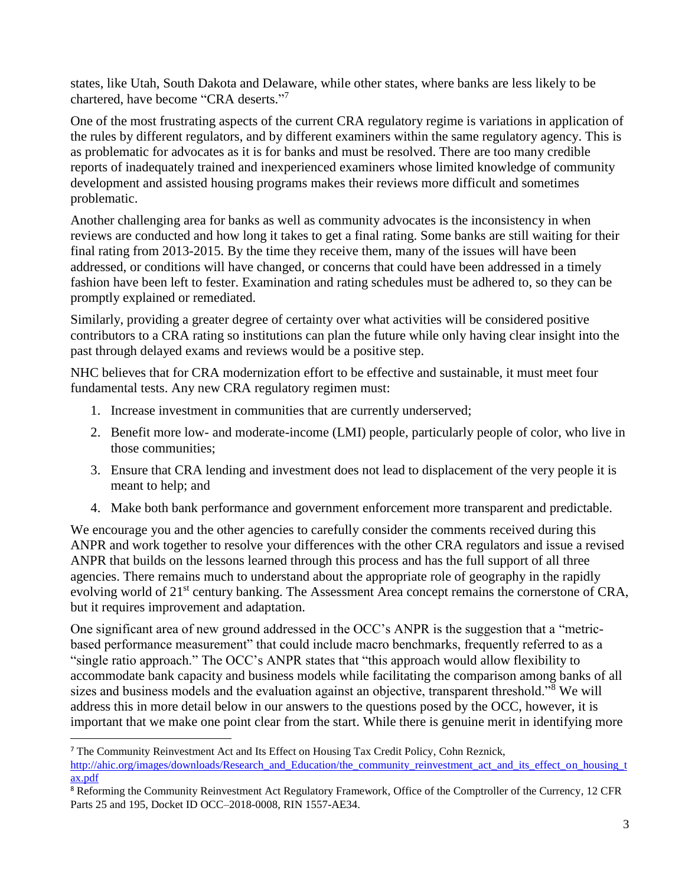states, like Utah, South Dakota and Delaware, while other states, where banks are less likely to be chartered, have become "CRA deserts."[7]

One of the most frustrating aspects of the current CRA regulatory regime is variations in application of the rules by different regulators, and by different examiners within the same regulatory agency. This is as problematic for advocates as it is for banks and must be resolved. There are too many credible reports of inadequately trained and inexperienced examiners whose limited knowledge of community development and assisted housing programs makes their reviews more difficult and sometimes problematic.

Another challenging area for banks as well as community advocates is the inconsistency in when reviews are conducted and how long it takes to get a final rating. Some banks are still waiting for their final rating from 2013-2015. By the time they receive them, many of the issues will have been addressed, or conditions will have changed, or concerns that could have been addressed in a timely fashion have been left to fester. Examination and rating schedules must be adhered to, so they can be promptly explained or remediated.

Similarly, providing a greater degree of certainty over what activities will be considered positive contributors to a CRA rating so institutions can plan the future while only having clear insight into the past through delayed exams and reviews would be a positive step.

NHC believes that for CRA modernization effort to be effective and sustainable, it must meet four fundamental tests. Any new CRA regulatory regimen must:

1. Increase investment in communities that are currently underserved;
2. Benefit more low- and moderate-income (LMI) people, particularly people of color, who live in those communities;
3. Ensure that CRA lending and investment does not lead to displacement of the very people it is meant to help; and
4. Make both bank performance and government enforcement more transparent and predictable.

We encourage you and the other agencies to carefully consider the comments received during this ANPR and work together to resolve your differences with the other CRA regulators and issue a revised ANPR that builds on the lessons learned through this process and has the full support of all three agencies. There remains much to understand about the appropriate role of geography in the rapidly evolving world of 21st century banking. The Assessment Area concept remains the cornerstone of CRA, but it requires improvement and adaptation.

One significant area of new ground addressed in the OCC's ANPR is the suggestion that a "metric-based performance measurement" that could include macro benchmarks, frequently referred to as a "single ratio approach." The OCC's ANPR states that "this approach would allow flexibility to accommodate bank capacity and business models while facilitating the comparison among banks of all sizes and business models and the evaluation against an objective, transparent threshold."[8] We will address this in more detail below in our answers to the questions posed by the OCC, however, it is important that we make one point clear from the start. While there is genuine merit in identifying more

---

[7] The Community Reinvestment Act and Its Effect on Housing Tax Credit Policy, Cohn Reznick, http://ahic.org/images/downloads/Research_and_Education/the_community_reinvestment_act_and_its_effect_on_housing_tax.pdf

[8] Reforming the Community Reinvestment Act Regulatory Framework, Office of the Comptroller of the Currency, 12 CFR Parts 25 and 195, Docket ID OCC–2018-0008, RIN 1557-AE34.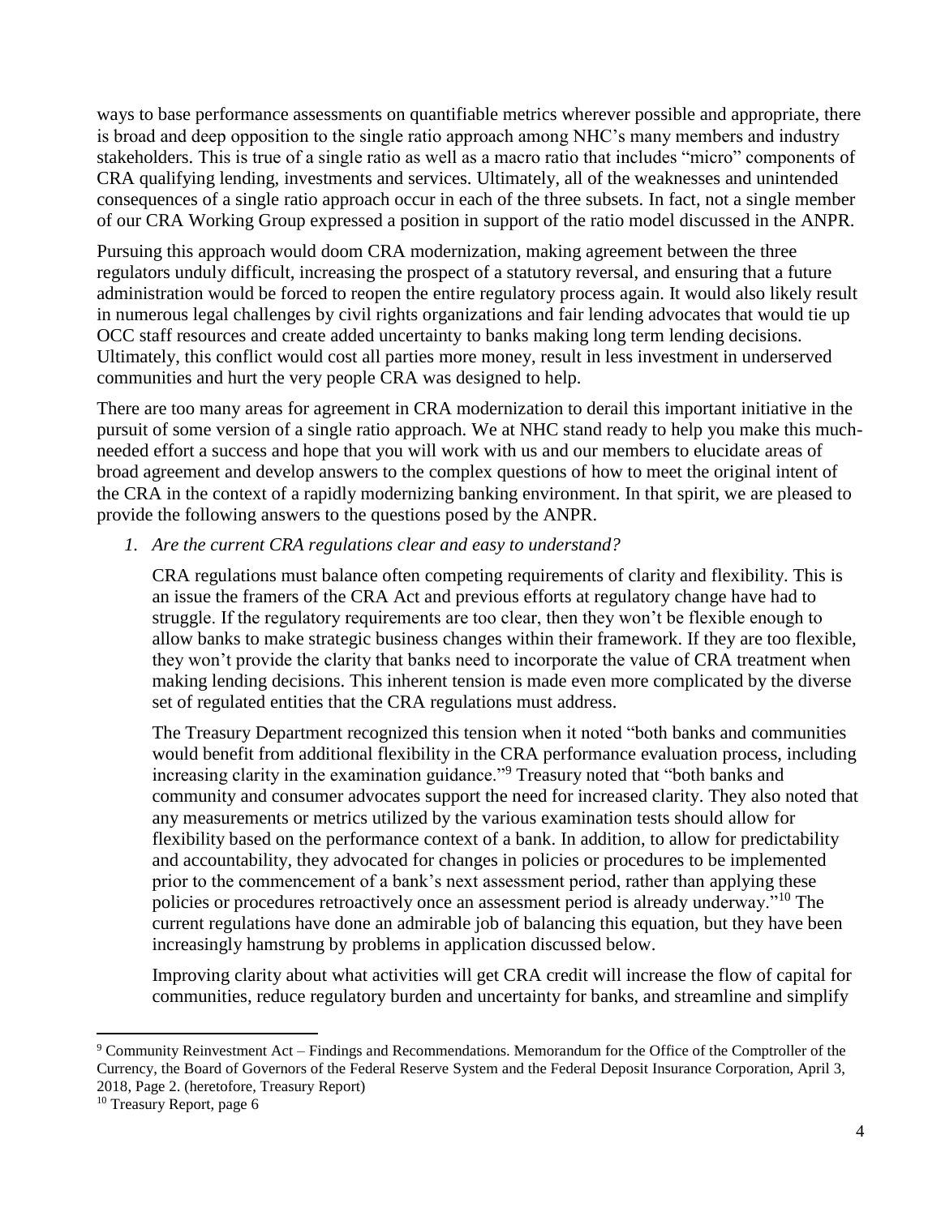ways to base performance assessments on quantifiable metrics wherever possible and appropriate, there is broad and deep opposition to the single ratio approach among NHC's many members and industry stakeholders. This is true of a single ratio as well as a macro ratio that includes "micro" components of CRA qualifying lending, investments and services. Ultimately, all of the weaknesses and unintended consequences of a single ratio approach occur in each of the three subsets. In fact, not a single member of our CRA Working Group expressed a position in support of the ratio model discussed in the ANPR.

Pursuing this approach would doom CRA modernization, making agreement between the three regulators unduly difficult, increasing the prospect of a statutory reversal, and ensuring that a future administration would be forced to reopen the entire regulatory process again. It would also likely result in numerous legal challenges by civil rights organizations and fair lending advocates that would tie up OCC staff resources and create added uncertainty to banks making long term lending decisions. Ultimately, this conflict would cost all parties more money, result in less investment in underserved communities and hurt the very people CRA was designed to help.

There are too many areas for agreement in CRA modernization to derail this important initiative in the pursuit of some version of a single ratio approach. We at NHC stand ready to help you make this much-needed effort a success and hope that you will work with us and our members to elucidate areas of broad agreement and develop answers to the complex questions of how to meet the original intent of the CRA in the context of a rapidly modernizing banking environment. In that spirit, we are pleased to provide the following answers to the questions posed by the ANPR.

1. *Are the current CRA regulations clear and easy to understand?*

   CRA regulations must balance often competing requirements of clarity and flexibility. This is an issue the framers of the CRA Act and previous efforts at regulatory change have had to struggle. If the regulatory requirements are too clear, then they won't be flexible enough to allow banks to make strategic business changes within their framework. If they are too flexible, they won't provide the clarity that banks need to incorporate the value of CRA treatment when making lending decisions. This inherent tension is made even more complicated by the diverse set of regulated entities that the CRA regulations must address.

   The Treasury Department recognized this tension when it noted "both banks and communities would benefit from additional flexibility in the CRA performance evaluation process, including increasing clarity in the examination guidance."[9] Treasury noted that "both banks and community and consumer advocates support the need for increased clarity. They also noted that any measurements or metrics utilized by the various examination tests should allow for flexibility based on the performance context of a bank. In addition, to allow for predictability and accountability, they advocated for changes in policies or procedures to be implemented prior to the commencement of a bank's next assessment period, rather than applying these policies or procedures retroactively once an assessment period is already underway."[10] The current regulations have done an admirable job of balancing this equation, but they have been increasingly hamstrung by problems in application discussed below.

   Improving clarity about what activities will get CRA credit will increase the flow of capital for communities, reduce regulatory burden and uncertainty for banks, and streamline and simplify

[9] Community Reinvestment Act – Findings and Recommendations. Memorandum for the Office of the Comptroller of the Currency, the Board of Governors of the Federal Reserve System and the Federal Deposit Insurance Corporation, April 3, 2018, Page 2. (heretofore, Treasury Report)

[10] Treasury Report, page 6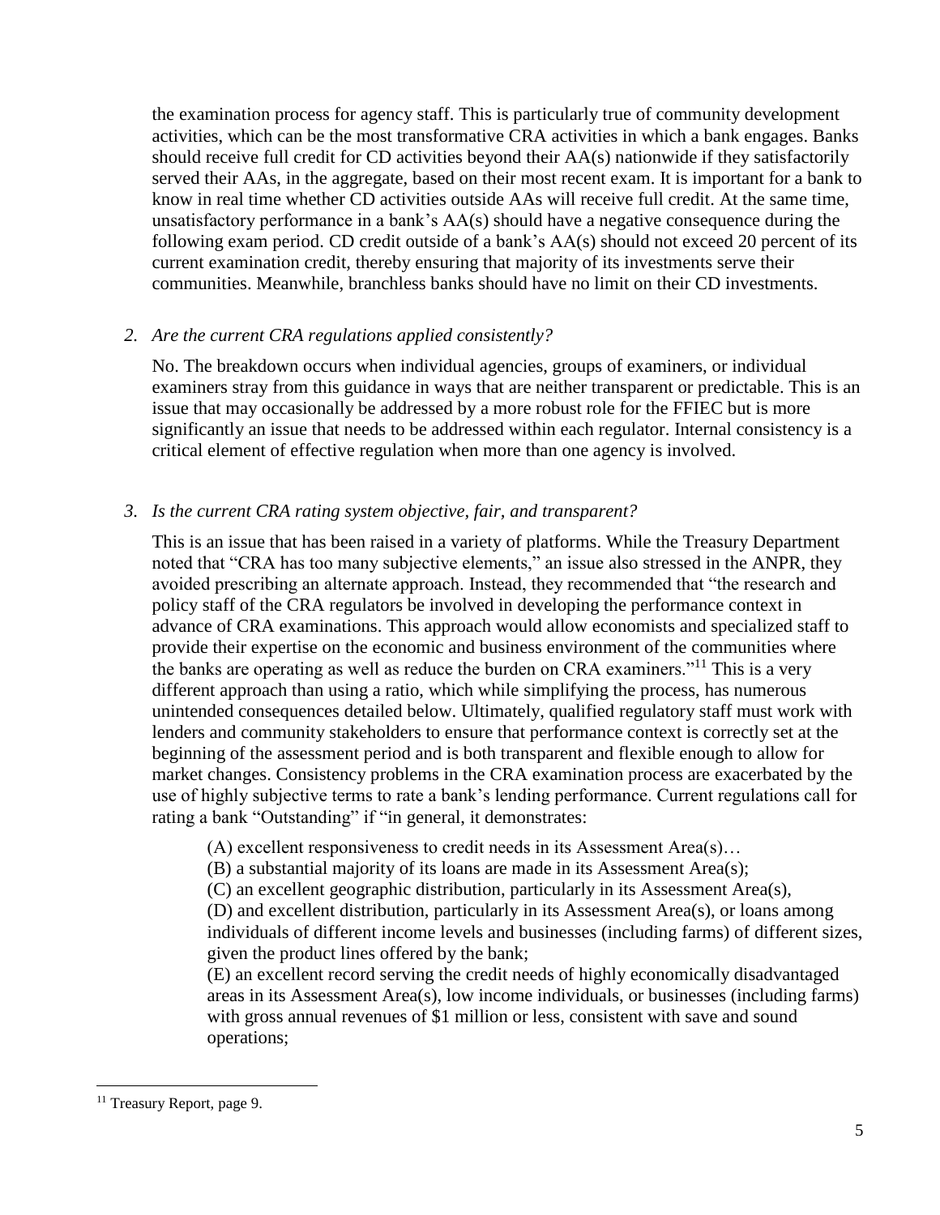the examination process for agency staff. This is particularly true of community development activities, which can be the most transformative CRA activities in which a bank engages. Banks should receive full credit for CD activities beyond their AA(s) nationwide if they satisfactorily served their AAs, in the aggregate, based on their most recent exam. It is important for a bank to know in real time whether CD activities outside AAs will receive full credit. At the same time, unsatisfactory performance in a bank's AA(s) should have a negative consequence during the following exam period. CD credit outside of a bank's AA(s) should not exceed 20 percent of its current examination credit, thereby ensuring that majority of its investments serve their communities. Meanwhile, branchless banks should have no limit on their CD investments.

2. *Are the current CRA regulations applied consistently?*

   No. The breakdown occurs when individual agencies, groups of examiners, or individual examiners stray from this guidance in ways that are neither transparent or predictable. This is an issue that may occasionally be addressed by a more robust role for the FFIEC but is more significantly an issue that needs to be addressed within each regulator. Internal consistency is a critical element of effective regulation when more than one agency is involved.

3. *Is the current CRA rating system objective, fair, and transparent?*

   This is an issue that has been raised in a variety of platforms. While the Treasury Department noted that "CRA has too many subjective elements," an issue also stressed in the ANPR, they avoided prescribing an alternate approach. Instead, they recommended that "the research and policy staff of the CRA regulators be involved in developing the performance context in advance of CRA examinations. This approach would allow economists and specialized staff to provide their expertise on the economic and business environment of the communities where the banks are operating as well as reduce the burden on CRA examiners."[11] This is a very different approach than using a ratio, which while simplifying the process, has numerous unintended consequences detailed below. Ultimately, qualified regulatory staff must work with lenders and community stakeholders to ensure that performance context is correctly set at the beginning of the assessment period and is both transparent and flexible enough to allow for market changes. Consistency problems in the CRA examination process are exacerbated by the use of highly subjective terms to rate a bank's lending performance. Current regulations call for rating a bank "Outstanding" if "in general, it demonstrates:

   (A) excellent responsiveness to credit needs in its Assessment Area(s)…
   (B) a substantial majority of its loans are made in its Assessment Area(s);
   (C) an excellent geographic distribution, particularly in its Assessment Area(s),
   (D) and excellent distribution, particularly in its Assessment Area(s), or loans among individuals of different income levels and businesses (including farms) of different sizes, given the product lines offered by the bank;
   (E) an excellent record serving the credit needs of highly economically disadvantaged areas in its Assessment Area(s), low income individuals, or businesses (including farms) with gross annual revenues of $1 million or less, consistent with save and sound operations;

[11] Treasury Report, page 9.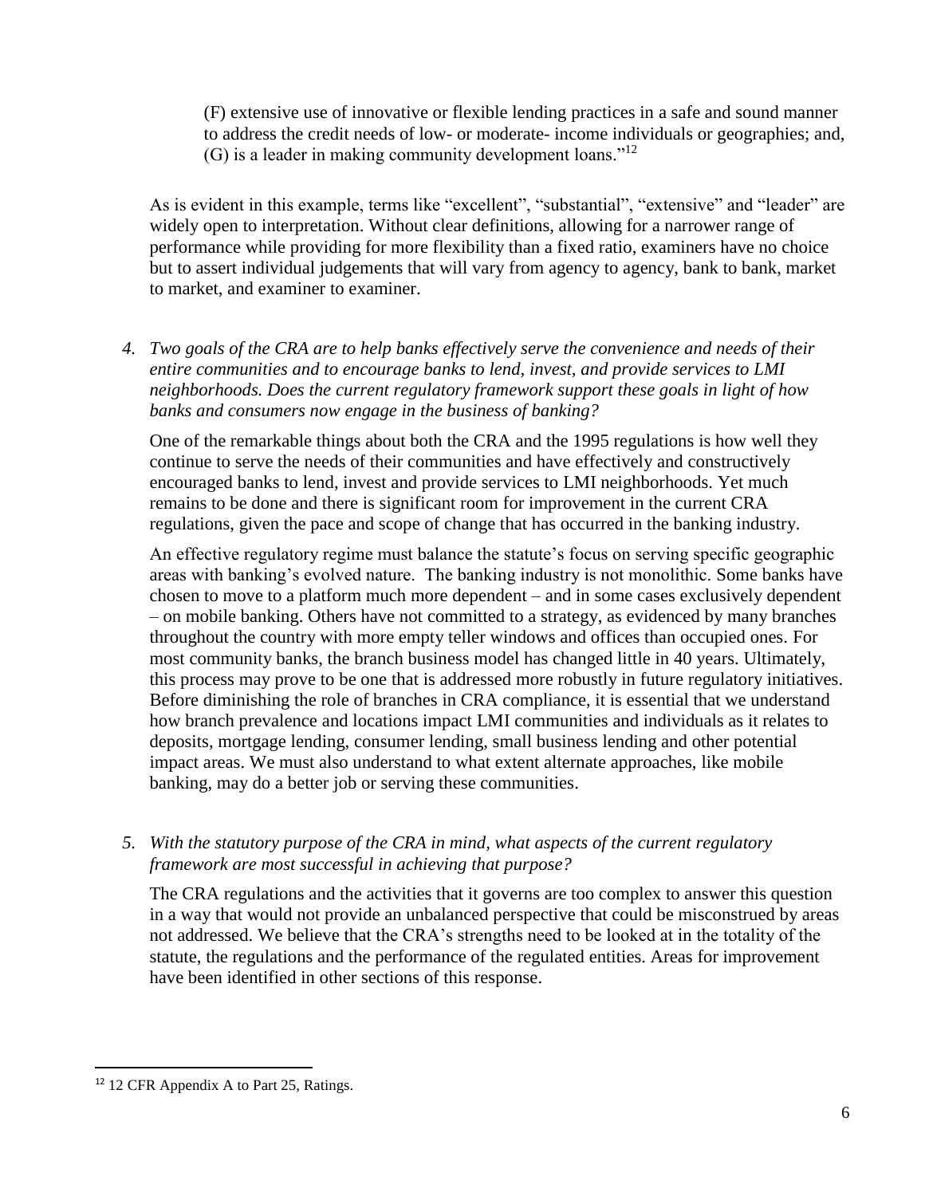(F) extensive use of innovative or flexible lending practices in a safe and sound manner to address the credit needs of low- or moderate- income individuals or geographies; and, (G) is a leader in making community development loans."[12]

As is evident in this example, terms like "excellent", "substantial", "extensive" and "leader" are widely open to interpretation. Without clear definitions, allowing for a narrower range of performance while providing for more flexibility than a fixed ratio, examiners have no choice but to assert individual judgements that will vary from agency to agency, bank to bank, market to market, and examiner to examiner.

4. *Two goals of the CRA are to help banks effectively serve the convenience and needs of their entire communities and to encourage banks to lend, invest, and provide services to LMI neighborhoods. Does the current regulatory framework support these goals in light of how banks and consumers now engage in the business of banking?*

   One of the remarkable things about both the CRA and the 1995 regulations is how well they continue to serve the needs of their communities and have effectively and constructively encouraged banks to lend, invest and provide services to LMI neighborhoods. Yet much remains to be done and there is significant room for improvement in the current CRA regulations, given the pace and scope of change that has occurred in the banking industry.

   An effective regulatory regime must balance the statute's focus on serving specific geographic areas with banking's evolved nature. The banking industry is not monolithic. Some banks have chosen to move to a platform much more dependent – and in some cases exclusively dependent – on mobile banking. Others have not committed to a strategy, as evidenced by many branches throughout the country with more empty teller windows and offices than occupied ones. For most community banks, the branch business model has changed little in 40 years. Ultimately, this process may prove to be one that is addressed more robustly in future regulatory initiatives. Before diminishing the role of branches in CRA compliance, it is essential that we understand how branch prevalence and locations impact LMI communities and individuals as it relates to deposits, mortgage lending, consumer lending, small business lending and other potential impact areas. We must also understand to what extent alternate approaches, like mobile banking, may do a better job or serving these communities.

5. *With the statutory purpose of the CRA in mind, what aspects of the current regulatory framework are most successful in achieving that purpose?*

   The CRA regulations and the activities that it governs are too complex to answer this question in a way that would not provide an unbalanced perspective that could be misconstrued by areas not addressed. We believe that the CRA's strengths need to be looked at in the totality of the statute, the regulations and the performance of the regulated entities. Areas for improvement have been identified in other sections of this response.

---

[12] 12 CFR Appendix A to Part 25, Ratings.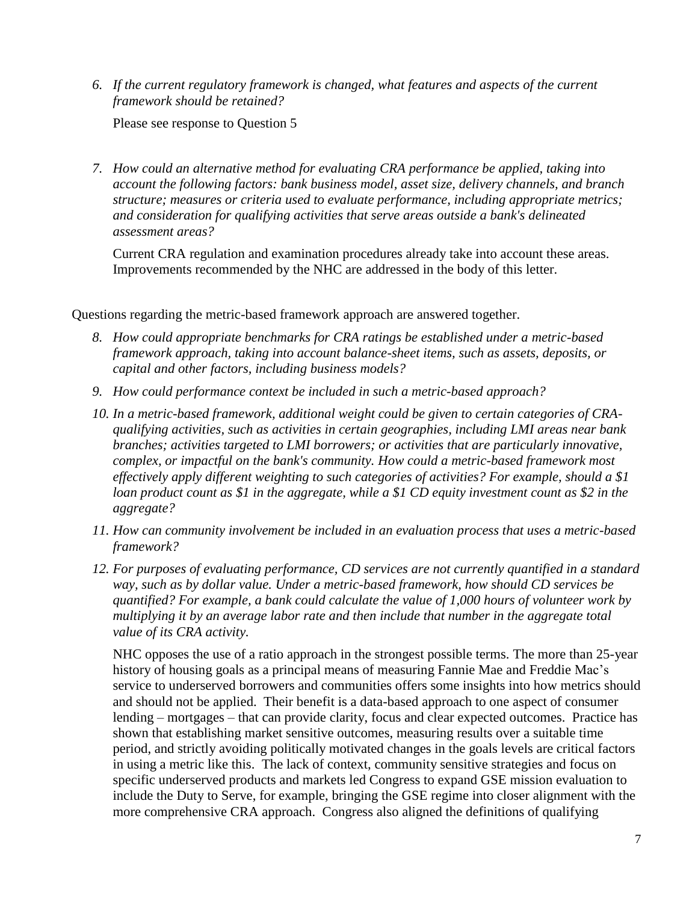6. *If the current regulatory framework is changed, what features and aspects of the current framework should be retained?*

   Please see response to Question 5

7. *How could an alternative method for evaluating CRA performance be applied, taking into account the following factors: bank business model, asset size, delivery channels, and branch structure; measures or criteria used to evaluate performance, including appropriate metrics; and consideration for qualifying activities that serve areas outside a bank's delineated assessment areas?*

   Current CRA regulation and examination procedures already take into account these areas. Improvements recommended by the NHC are addressed in the body of this letter.

Questions regarding the metric-based framework approach are answered together.

8. *How could appropriate benchmarks for CRA ratings be established under a metric-based framework approach, taking into account balance-sheet items, such as assets, deposits, or capital and other factors, including business models?*

9. *How could performance context be included in such a metric-based approach?*

10. *In a metric-based framework, additional weight could be given to certain categories of CRA-qualifying activities, such as activities in certain geographies, including LMI areas near bank branches; activities targeted to LMI borrowers; or activities that are particularly innovative, complex, or impactful on the bank's community. How could a metric-based framework most effectively apply different weighting to such categories of activities? For example, should a $1 loan product count as $1 in the aggregate, while a $1 CD equity investment count as $2 in the aggregate?*

11. *How can community involvement be included in an evaluation process that uses a metric-based framework?*

12. *For purposes of evaluating performance, CD services are not currently quantified in a standard way, such as by dollar value. Under a metric-based framework, how should CD services be quantified? For example, a bank could calculate the value of 1,000 hours of volunteer work by multiplying it by an average labor rate and then include that number in the aggregate total value of its CRA activity.*

    NHC opposes the use of a ratio approach in the strongest possible terms. The more than 25-year history of housing goals as a principal means of measuring Fannie Mae and Freddie Mac's service to underserved borrowers and communities offers some insights into how metrics should and should not be applied. Their benefit is a data-based approach to one aspect of consumer lending – mortgages – that can provide clarity, focus and clear expected outcomes. Practice has shown that establishing market sensitive outcomes, measuring results over a suitable time period, and strictly avoiding politically motivated changes in the goals levels are critical factors in using a metric like this. The lack of context, community sensitive strategies and focus on specific underserved products and markets led Congress to expand GSE mission evaluation to include the Duty to Serve, for example, bringing the GSE regime into closer alignment with the more comprehensive CRA approach. Congress also aligned the definitions of qualifying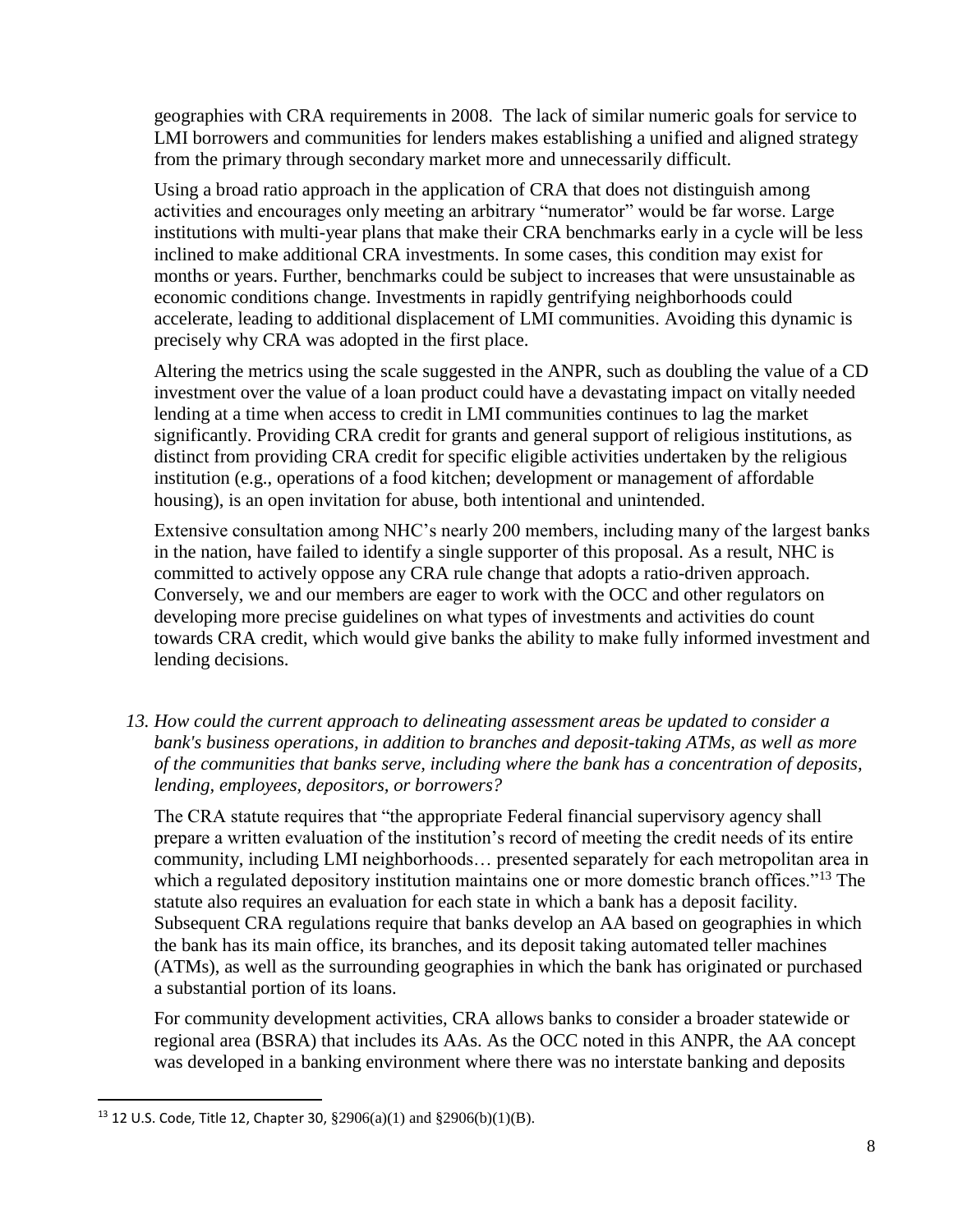geographies with CRA requirements in 2008. The lack of similar numeric goals for service to LMI borrowers and communities for lenders makes establishing a unified and aligned strategy from the primary through secondary market more and unnecessarily difficult.

Using a broad ratio approach in the application of CRA that does not distinguish among activities and encourages only meeting an arbitrary "numerator" would be far worse. Large institutions with multi-year plans that make their CRA benchmarks early in a cycle will be less inclined to make additional CRA investments. In some cases, this condition may exist for months or years. Further, benchmarks could be subject to increases that were unsustainable as economic conditions change. Investments in rapidly gentrifying neighborhoods could accelerate, leading to additional displacement of LMI communities. Avoiding this dynamic is precisely why CRA was adopted in the first place.

Altering the metrics using the scale suggested in the ANPR, such as doubling the value of a CD investment over the value of a loan product could have a devastating impact on vitally needed lending at a time when access to credit in LMI communities continues to lag the market significantly. Providing CRA credit for grants and general support of religious institutions, as distinct from providing CRA credit for specific eligible activities undertaken by the religious institution (e.g., operations of a food kitchen; development or management of affordable housing), is an open invitation for abuse, both intentional and unintended.

Extensive consultation among NHC's nearly 200 members, including many of the largest banks in the nation, have failed to identify a single supporter of this proposal. As a result, NHC is committed to actively oppose any CRA rule change that adopts a ratio-driven approach. Conversely, we and our members are eager to work with the OCC and other regulators on developing more precise guidelines on what types of investments and activities do count towards CRA credit, which would give banks the ability to make fully informed investment and lending decisions.

*13. How could the current approach to delineating assessment areas be updated to consider a bank's business operations, in addition to branches and deposit-taking ATMs, as well as more of the communities that banks serve, including where the bank has a concentration of deposits, lending, employees, depositors, or borrowers?*

The CRA statute requires that "the appropriate Federal financial supervisory agency shall prepare a written evaluation of the institution's record of meeting the credit needs of its entire community, including LMI neighborhoods… presented separately for each metropolitan area in which a regulated depository institution maintains one or more domestic branch offices."[13] The statute also requires an evaluation for each state in which a bank has a deposit facility. Subsequent CRA regulations require that banks develop an AA based on geographies in which the bank has its main office, its branches, and its deposit taking automated teller machines (ATMs), as well as the surrounding geographies in which the bank has originated or purchased a substantial portion of its loans.

For community development activities, CRA allows banks to consider a broader statewide or regional area (BSRA) that includes its AAs. As the OCC noted in this ANPR, the AA concept was developed in a banking environment where there was no interstate banking and deposits

[13] 12 U.S. Code, Title 12, Chapter 30, §2906(a)(1) and §2906(b)(1)(B).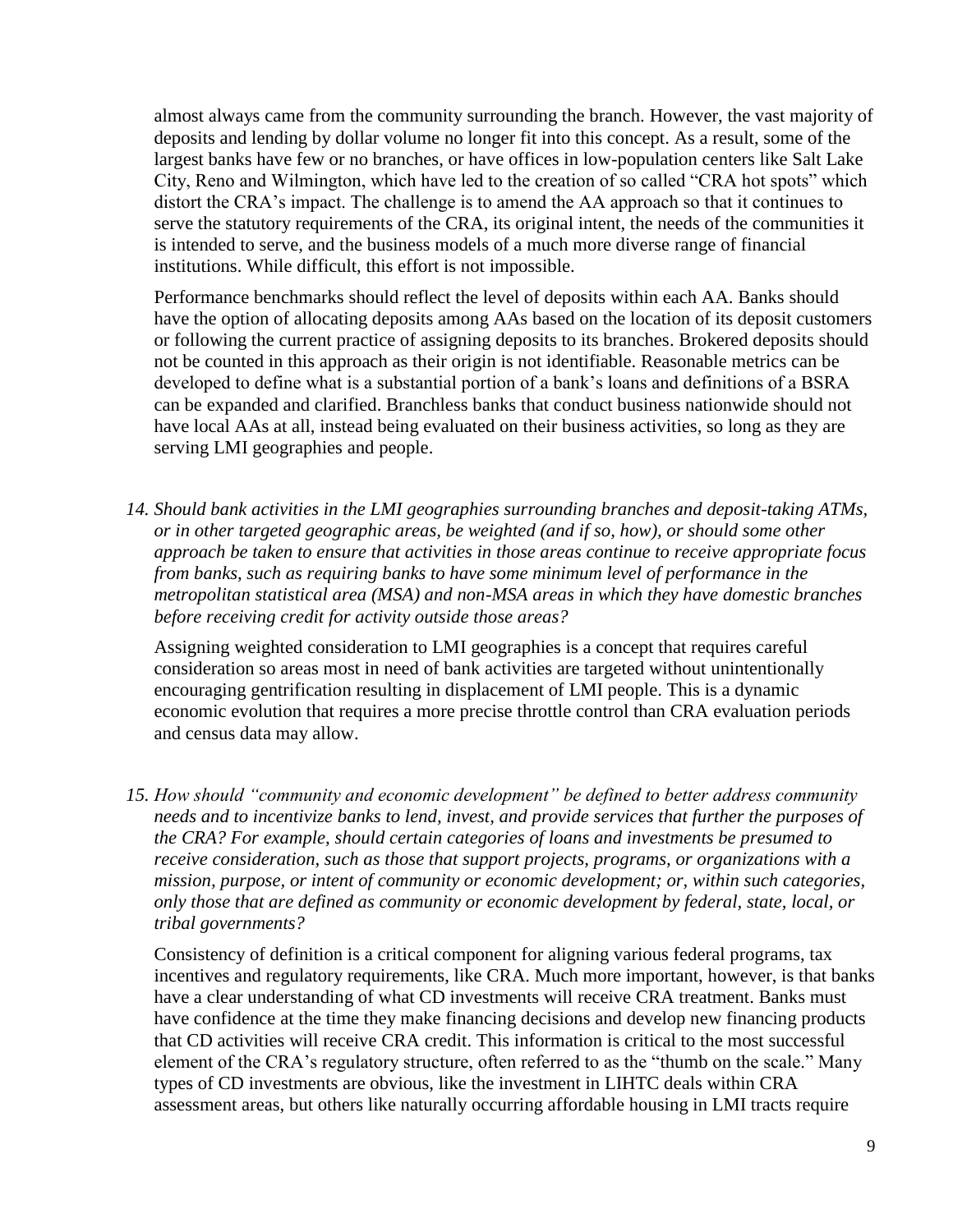almost always came from the community surrounding the branch. However, the vast majority of deposits and lending by dollar volume no longer fit into this concept. As a result, some of the largest banks have few or no branches, or have offices in low-population centers like Salt Lake City, Reno and Wilmington, which have led to the creation of so called "CRA hot spots" which distort the CRA's impact. The challenge is to amend the AA approach so that it continues to serve the statutory requirements of the CRA, its original intent, the needs of the communities it is intended to serve, and the business models of a much more diverse range of financial institutions. While difficult, this effort is not impossible.

Performance benchmarks should reflect the level of deposits within each AA. Banks should have the option of allocating deposits among AAs based on the location of its deposit customers or following the current practice of assigning deposits to its branches. Brokered deposits should not be counted in this approach as their origin is not identifiable. Reasonable metrics can be developed to define what is a substantial portion of a bank's loans and definitions of a BSRA can be expanded and clarified. Branchless banks that conduct business nationwide should not have local AAs at all, instead being evaluated on their business activities, so long as they are serving LMI geographies and people.

14. *Should bank activities in the LMI geographies surrounding branches and deposit-taking ATMs, or in other targeted geographic areas, be weighted (and if so, how), or should some other approach be taken to ensure that activities in those areas continue to receive appropriate focus from banks, such as requiring banks to have some minimum level of performance in the metropolitan statistical area (MSA) and non-MSA areas in which they have domestic branches before receiving credit for activity outside those areas?*

    Assigning weighted consideration to LMI geographies is a concept that requires careful consideration so areas most in need of bank activities are targeted without unintentionally encouraging gentrification resulting in displacement of LMI people. This is a dynamic economic evolution that requires a more precise throttle control than CRA evaluation periods and census data may allow.

15. *How should "community and economic development" be defined to better address community needs and to incentivize banks to lend, invest, and provide services that further the purposes of the CRA? For example, should certain categories of loans and investments be presumed to receive consideration, such as those that support projects, programs, or organizations with a mission, purpose, or intent of community or economic development; or, within such categories, only those that are defined as community or economic development by federal, state, local, or tribal governments?*

    Consistency of definition is a critical component for aligning various federal programs, tax incentives and regulatory requirements, like CRA. Much more important, however, is that banks have a clear understanding of what CD investments will receive CRA treatment. Banks must have confidence at the time they make financing decisions and develop new financing products that CD activities will receive CRA credit. This information is critical to the most successful element of the CRA's regulatory structure, often referred to as the "thumb on the scale." Many types of CD investments are obvious, like the investment in LIHTC deals within CRA assessment areas, but others like naturally occurring affordable housing in LMI tracts require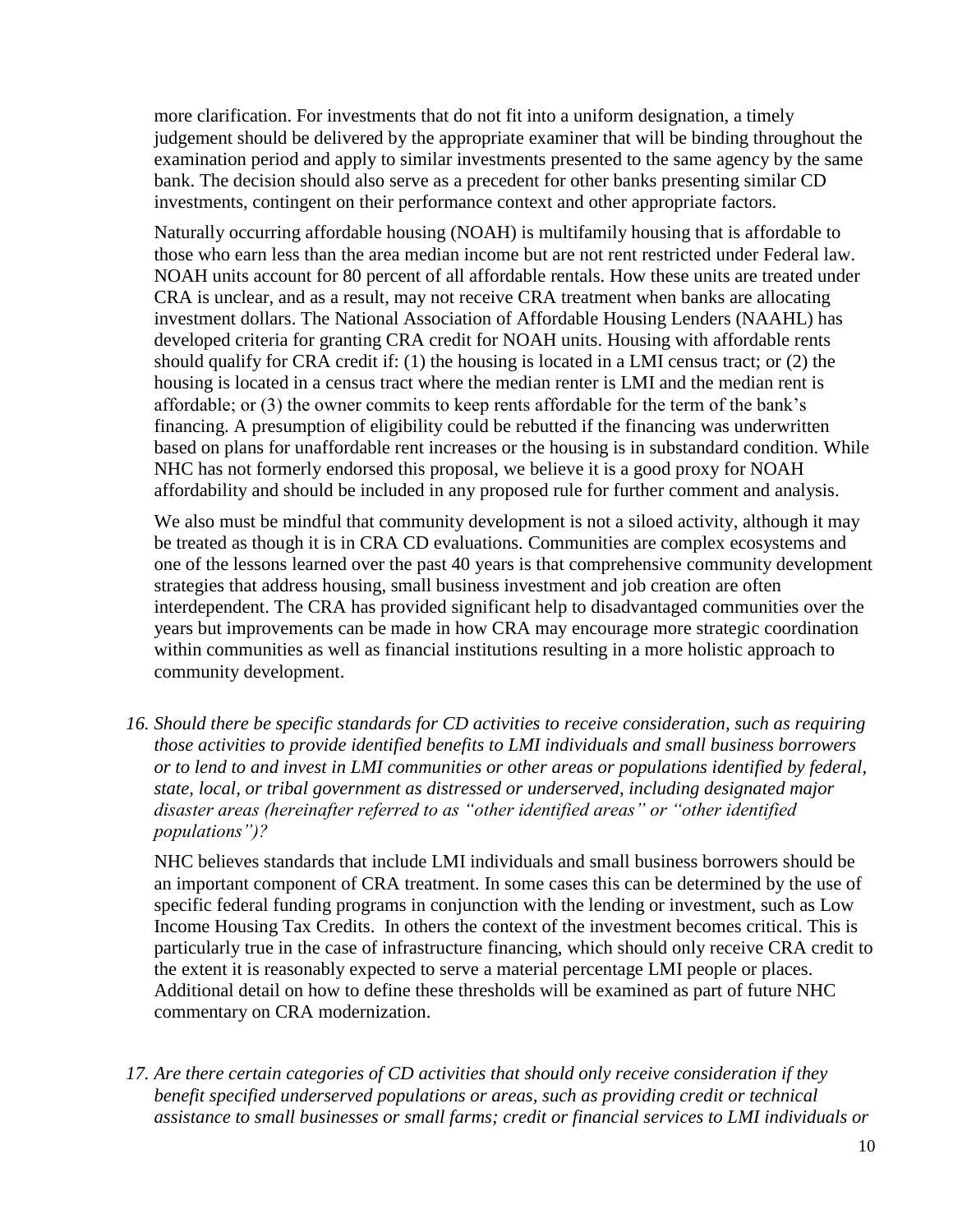more clarification. For investments that do not fit into a uniform designation, a timely judgement should be delivered by the appropriate examiner that will be binding throughout the examination period and apply to similar investments presented to the same agency by the same bank. The decision should also serve as a precedent for other banks presenting similar CD investments, contingent on their performance context and other appropriate factors.

Naturally occurring affordable housing (NOAH) is multifamily housing that is affordable to those who earn less than the area median income but are not rent restricted under Federal law. NOAH units account for 80 percent of all affordable rentals. How these units are treated under CRA is unclear, and as a result, may not receive CRA treatment when banks are allocating investment dollars. The National Association of Affordable Housing Lenders (NAAHL) has developed criteria for granting CRA credit for NOAH units. Housing with affordable rents should qualify for CRA credit if: (1) the housing is located in a LMI census tract; or (2) the housing is located in a census tract where the median renter is LMI and the median rent is affordable; or (3) the owner commits to keep rents affordable for the term of the bank's financing. A presumption of eligibility could be rebutted if the financing was underwritten based on plans for unaffordable rent increases or the housing is in substandard condition. While NHC has not formerly endorsed this proposal, we believe it is a good proxy for NOAH affordability and should be included in any proposed rule for further comment and analysis.

We also must be mindful that community development is not a siloed activity, although it may be treated as though it is in CRA CD evaluations. Communities are complex ecosystems and one of the lessons learned over the past 40 years is that comprehensive community development strategies that address housing, small business investment and job creation are often interdependent. The CRA has provided significant help to disadvantaged communities over the years but improvements can be made in how CRA may encourage more strategic coordination within communities as well as financial institutions resulting in a more holistic approach to community development.

16. *Should there be specific standards for CD activities to receive consideration, such as requiring those activities to provide identified benefits to LMI individuals and small business borrowers or to lend to and invest in LMI communities or other areas or populations identified by federal, state, local, or tribal government as distressed or underserved, including designated major disaster areas (hereinafter referred to as "other identified areas" or "other identified populations")?*

NHC believes standards that include LMI individuals and small business borrowers should be an important component of CRA treatment. In some cases this can be determined by the use of specific federal funding programs in conjunction with the lending or investment, such as Low Income Housing Tax Credits. In others the context of the investment becomes critical. This is particularly true in the case of infrastructure financing, which should only receive CRA credit to the extent it is reasonably expected to serve a material percentage LMI people or places. Additional detail on how to define these thresholds will be examined as part of future NHC commentary on CRA modernization.

17. *Are there certain categories of CD activities that should only receive consideration if they benefit specified underserved populations or areas, such as providing credit or technical assistance to small businesses or small farms; credit or financial services to LMI individuals or*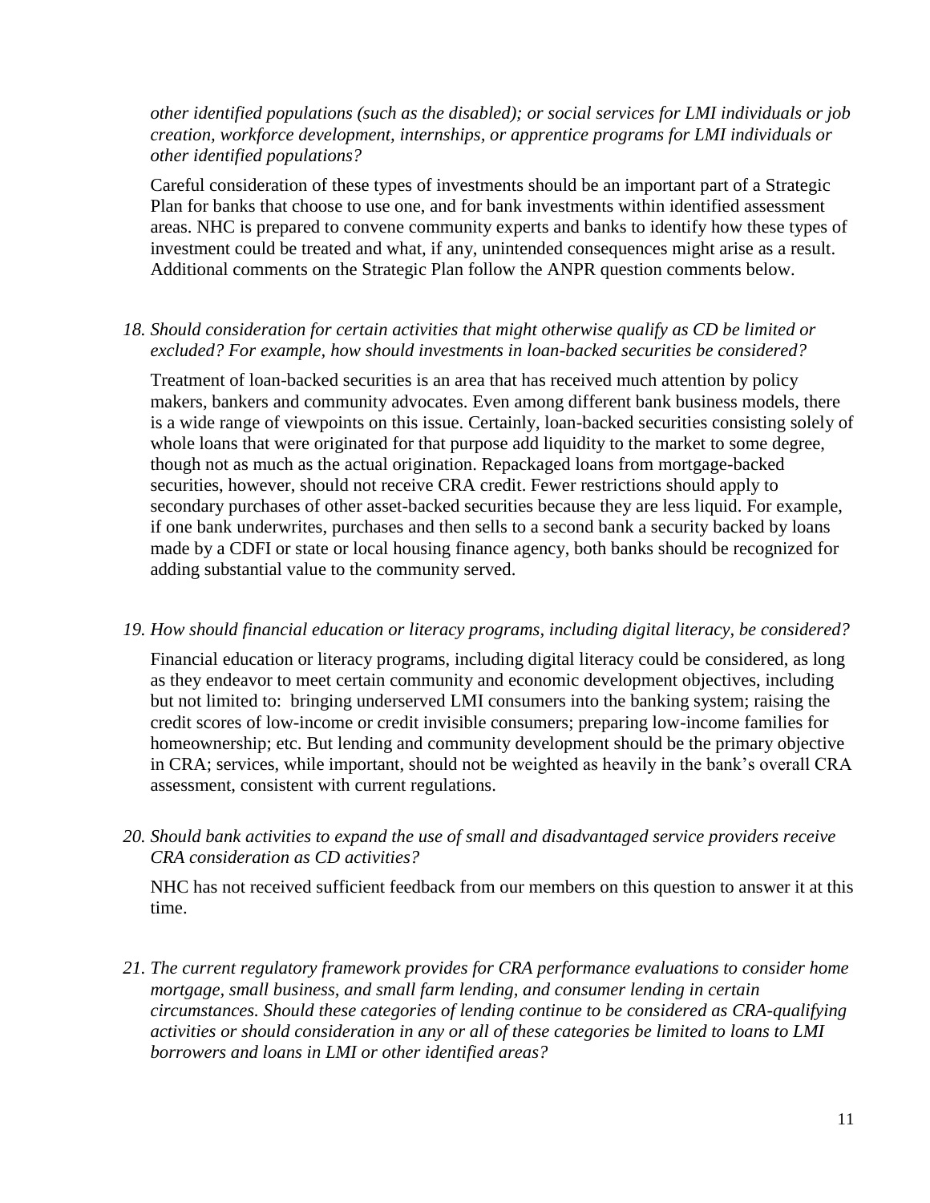*other identified populations (such as the disabled); or social services for LMI individuals or job creation, workforce development, internships, or apprentice programs for LMI individuals or other identified populations?*

Careful consideration of these types of investments should be an important part of a Strategic Plan for banks that choose to use one, and for bank investments within identified assessment areas. NHC is prepared to convene community experts and banks to identify how these types of investment could be treated and what, if any, unintended consequences might arise as a result. Additional comments on the Strategic Plan follow the ANPR question comments below.

18. *Should consideration for certain activities that might otherwise qualify as CD be limited or excluded? For example, how should investments in loan-backed securities be considered?*

    Treatment of loan-backed securities is an area that has received much attention by policy makers, bankers and community advocates. Even among different bank business models, there is a wide range of viewpoints on this issue. Certainly, loan-backed securities consisting solely of whole loans that were originated for that purpose add liquidity to the market to some degree, though not as much as the actual origination. Repackaged loans from mortgage-backed securities, however, should not receive CRA credit. Fewer restrictions should apply to secondary purchases of other asset-backed securities because they are less liquid. For example, if one bank underwrites, purchases and then sells to a second bank a security backed by loans made by a CDFI or state or local housing finance agency, both banks should be recognized for adding substantial value to the community served.

19. *How should financial education or literacy programs, including digital literacy, be considered?*

    Financial education or literacy programs, including digital literacy could be considered, as long as they endeavor to meet certain community and economic development objectives, including but not limited to: bringing underserved LMI consumers into the banking system; raising the credit scores of low-income or credit invisible consumers; preparing low-income families for homeownership; etc. But lending and community development should be the primary objective in CRA; services, while important, should not be weighted as heavily in the bank's overall CRA assessment, consistent with current regulations.

20. *Should bank activities to expand the use of small and disadvantaged service providers receive CRA consideration as CD activities?*

    NHC has not received sufficient feedback from our members on this question to answer it at this time.

21. *The current regulatory framework provides for CRA performance evaluations to consider home mortgage, small business, and small farm lending, and consumer lending in certain circumstances. Should these categories of lending continue to be considered as CRA-qualifying activities or should consideration in any or all of these categories be limited to loans to LMI borrowers and loans in LMI or other identified areas?*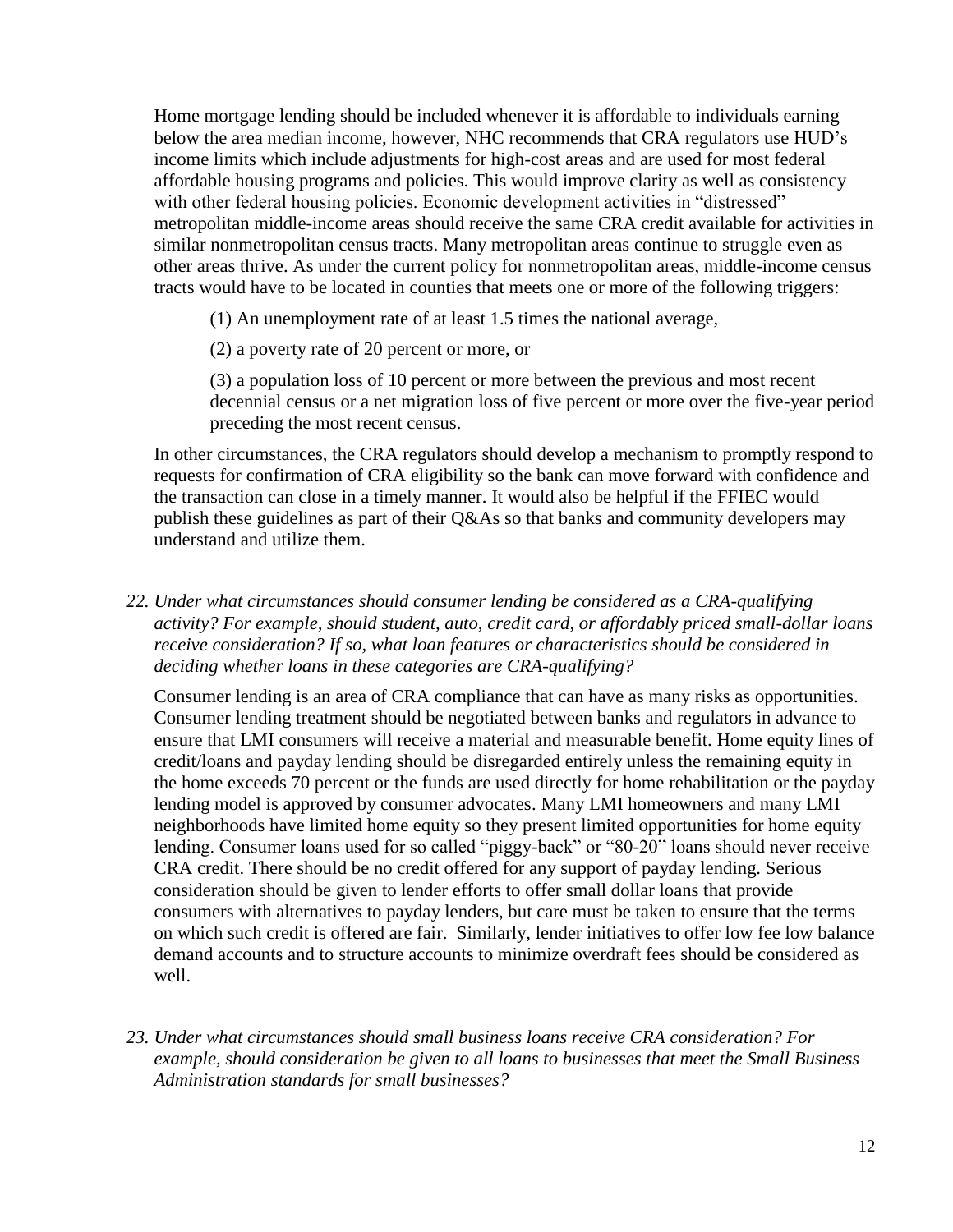Home mortgage lending should be included whenever it is affordable to individuals earning below the area median income, however, NHC recommends that CRA regulators use HUD's income limits which include adjustments for high-cost areas and are used for most federal affordable housing programs and policies. This would improve clarity as well as consistency with other federal housing policies. Economic development activities in "distressed" metropolitan middle-income areas should receive the same CRA credit available for activities in similar nonmetropolitan census tracts. Many metropolitan areas continue to struggle even as other areas thrive. As under the current policy for nonmetropolitan areas, middle-income census tracts would have to be located in counties that meets one or more of the following triggers:

(1) An unemployment rate of at least 1.5 times the national average,

(2) a poverty rate of 20 percent or more, or

(3) a population loss of 10 percent or more between the previous and most recent decennial census or a net migration loss of five percent or more over the five-year period preceding the most recent census.

In other circumstances, the CRA regulators should develop a mechanism to promptly respond to requests for confirmation of CRA eligibility so the bank can move forward with confidence and the transaction can close in a timely manner. It would also be helpful if the FFIEC would publish these guidelines as part of their Q&As so that banks and community developers may understand and utilize them.

*22. Under what circumstances should consumer lending be considered as a CRA-qualifying activity? For example, should student, auto, credit card, or affordably priced small-dollar loans receive consideration? If so, what loan features or characteristics should be considered in deciding whether loans in these categories are CRA-qualifying?*

Consumer lending is an area of CRA compliance that can have as many risks as opportunities. Consumer lending treatment should be negotiated between banks and regulators in advance to ensure that LMI consumers will receive a material and measurable benefit. Home equity lines of credit/loans and payday lending should be disregarded entirely unless the remaining equity in the home exceeds 70 percent or the funds are used directly for home rehabilitation or the payday lending model is approved by consumer advocates. Many LMI homeowners and many LMI neighborhoods have limited home equity so they present limited opportunities for home equity lending. Consumer loans used for so called "piggy-back" or "80-20" loans should never receive CRA credit. There should be no credit offered for any support of payday lending. Serious consideration should be given to lender efforts to offer small dollar loans that provide consumers with alternatives to payday lenders, but care must be taken to ensure that the terms on which such credit is offered are fair. Similarly, lender initiatives to offer low fee low balance demand accounts and to structure accounts to minimize overdraft fees should be considered as well.

*23. Under what circumstances should small business loans receive CRA consideration? For example, should consideration be given to all loans to businesses that meet the Small Business Administration standards for small businesses?*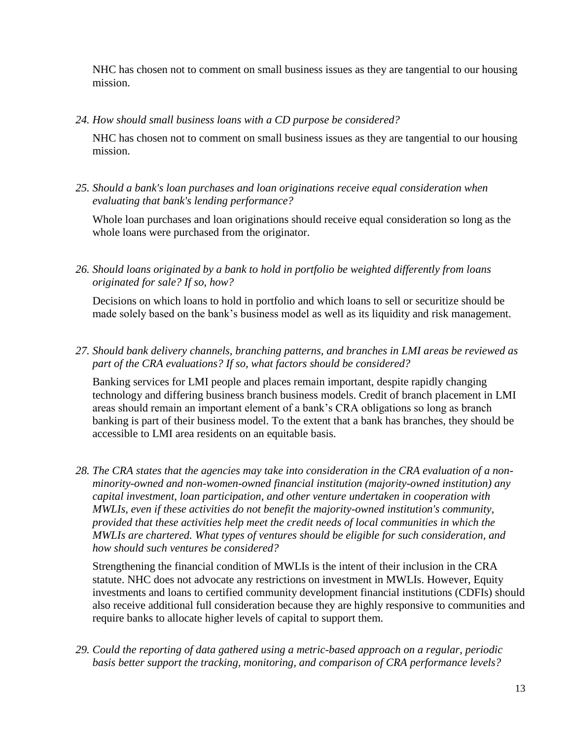NHC has chosen not to comment on small business issues as they are tangential to our housing mission.

*24. How should small business loans with a CD purpose be considered?*

NHC has chosen not to comment on small business issues as they are tangential to our housing mission.

*25. Should a bank's loan purchases and loan originations receive equal consideration when evaluating that bank's lending performance?*

Whole loan purchases and loan originations should receive equal consideration so long as the whole loans were purchased from the originator.

*26. Should loans originated by a bank to hold in portfolio be weighted differently from loans originated for sale? If so, how?*

Decisions on which loans to hold in portfolio and which loans to sell or securitize should be made solely based on the bank's business model as well as its liquidity and risk management.

*27. Should bank delivery channels, branching patterns, and branches in LMI areas be reviewed as part of the CRA evaluations? If so, what factors should be considered?*

Banking services for LMI people and places remain important, despite rapidly changing technology and differing business branch business models. Credit of branch placement in LMI areas should remain an important element of a bank's CRA obligations so long as branch banking is part of their business model. To the extent that a bank has branches, they should be accessible to LMI area residents on an equitable basis.

*28. The CRA states that the agencies may take into consideration in the CRA evaluation of a non-minority-owned and non-women-owned financial institution (majority-owned institution) any capital investment, loan participation, and other venture undertaken in cooperation with MWLIs, even if these activities do not benefit the majority-owned institution's community, provided that these activities help meet the credit needs of local communities in which the MWLIs are chartered. What types of ventures should be eligible for such consideration, and how should such ventures be considered?*

Strengthening the financial condition of MWLIs is the intent of their inclusion in the CRA statute. NHC does not advocate any restrictions on investment in MWLIs. However, Equity investments and loans to certified community development financial institutions (CDFIs) should also receive additional full consideration because they are highly responsive to communities and require banks to allocate higher levels of capital to support them.

*29. Could the reporting of data gathered using a metric-based approach on a regular, periodic basis better support the tracking, monitoring, and comparison of CRA performance levels?*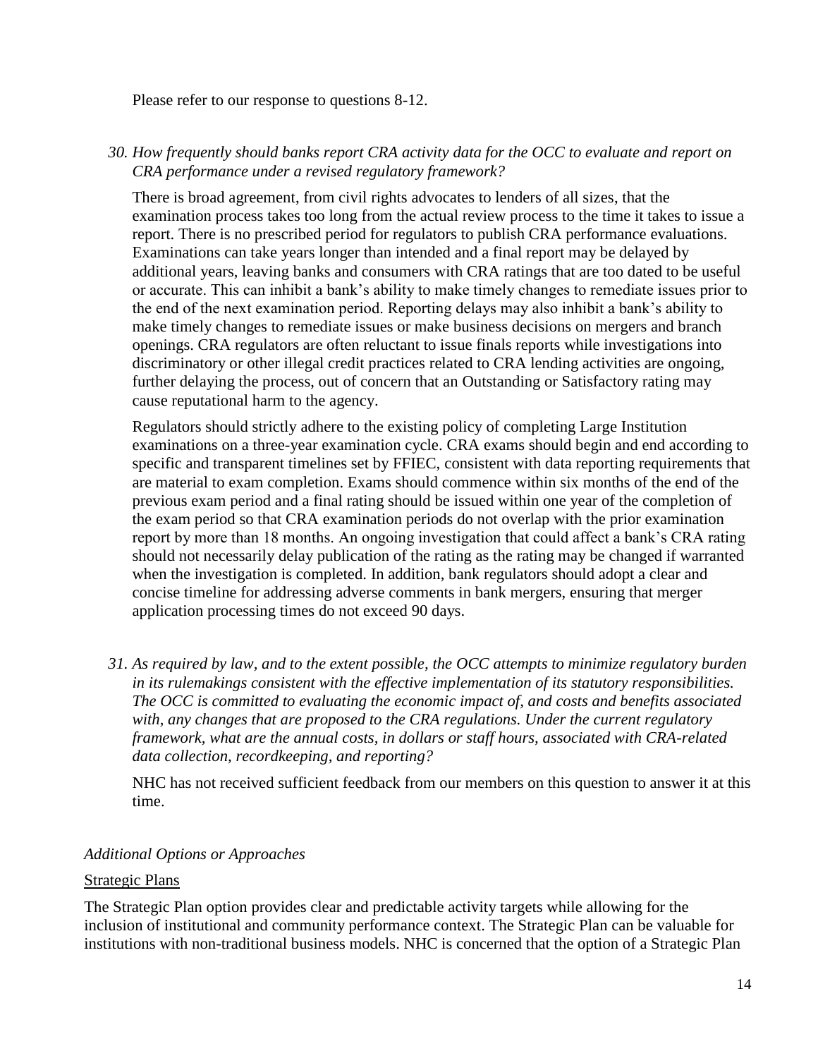Please refer to our response to questions 8-12.

30. *How frequently should banks report CRA activity data for the OCC to evaluate and report on CRA performance under a revised regulatory framework?*

    There is broad agreement, from civil rights advocates to lenders of all sizes, that the examination process takes too long from the actual review process to the time it takes to issue a report. There is no prescribed period for regulators to publish CRA performance evaluations. Examinations can take years longer than intended and a final report may be delayed by additional years, leaving banks and consumers with CRA ratings that are too dated to be useful or accurate. This can inhibit a bank's ability to make timely changes to remediate issues prior to the end of the next examination period. Reporting delays may also inhibit a bank's ability to make timely changes to remediate issues or make business decisions on mergers and branch openings. CRA regulators are often reluctant to issue finals reports while investigations into discriminatory or other illegal credit practices related to CRA lending activities are ongoing, further delaying the process, out of concern that an Outstanding or Satisfactory rating may cause reputational harm to the agency.

    Regulators should strictly adhere to the existing policy of completing Large Institution examinations on a three-year examination cycle. CRA exams should begin and end according to specific and transparent timelines set by FFIEC, consistent with data reporting requirements that are material to exam completion. Exams should commence within six months of the end of the previous exam period and a final rating should be issued within one year of the completion of the exam period so that CRA examination periods do not overlap with the prior examination report by more than 18 months. An ongoing investigation that could affect a bank's CRA rating should not necessarily delay publication of the rating as the rating may be changed if warranted when the investigation is completed. In addition, bank regulators should adopt a clear and concise timeline for addressing adverse comments in bank mergers, ensuring that merger application processing times do not exceed 90 days.

31. *As required by law, and to the extent possible, the OCC attempts to minimize regulatory burden in its rulemakings consistent with the effective implementation of its statutory responsibilities. The OCC is committed to evaluating the economic impact of, and costs and benefits associated with, any changes that are proposed to the CRA regulations. Under the current regulatory framework, what are the annual costs, in dollars or staff hours, associated with CRA-related data collection, recordkeeping, and reporting?*

    NHC has not received sufficient feedback from our members on this question to answer it at this time.

*Additional Options or Approaches*

Strategic Plans

The Strategic Plan option provides clear and predictable activity targets while allowing for the inclusion of institutional and community performance context. The Strategic Plan can be valuable for institutions with non-traditional business models. NHC is concerned that the option of a Strategic Plan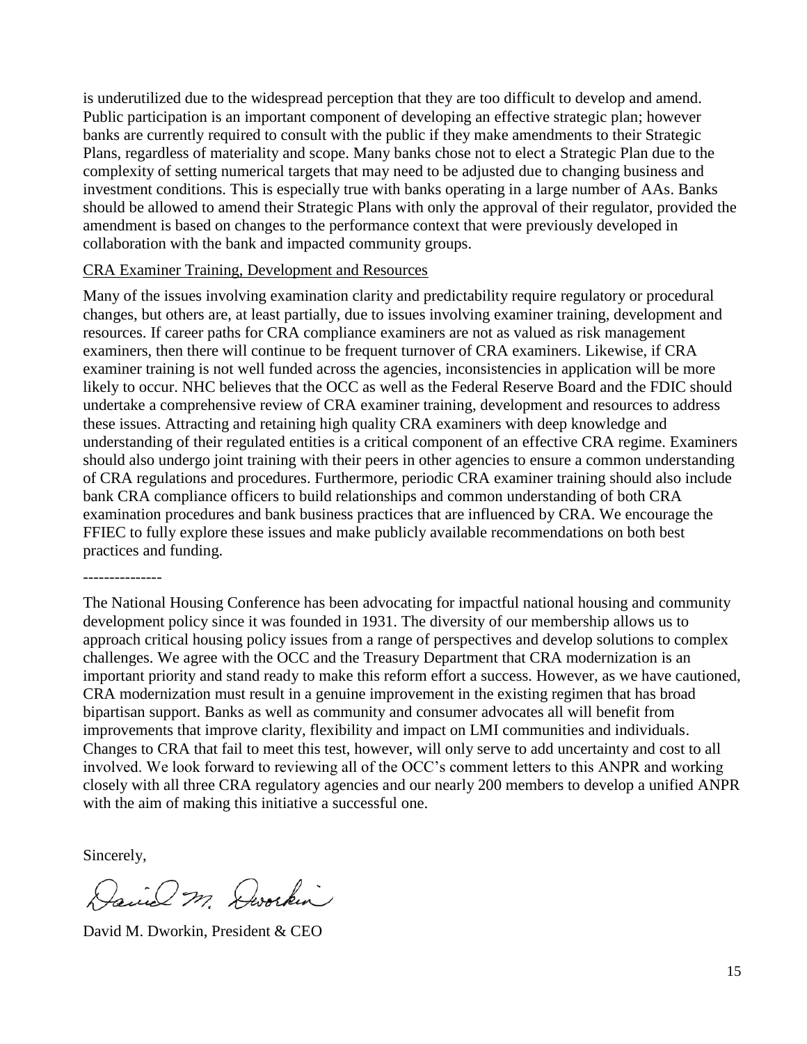is underutilized due to the widespread perception that they are too difficult to develop and amend. Public participation is an important component of developing an effective strategic plan; however banks are currently required to consult with the public if they make amendments to their Strategic Plans, regardless of materiality and scope. Many banks chose not to elect a Strategic Plan due to the complexity of setting numerical targets that may need to be adjusted due to changing business and investment conditions. This is especially true with banks operating in a large number of AAs. Banks should be allowed to amend their Strategic Plans with only the approval of their regulator, provided the amendment is based on changes to the performance context that were previously developed in collaboration with the bank and impacted community groups.

CRA Examiner Training, Development and Resources

Many of the issues involving examination clarity and predictability require regulatory or procedural changes, but others are, at least partially, due to issues involving examiner training, development and resources. If career paths for CRA compliance examiners are not as valued as risk management examiners, then there will continue to be frequent turnover of CRA examiners. Likewise, if CRA examiner training is not well funded across the agencies, inconsistencies in application will be more likely to occur. NHC believes that the OCC as well as the Federal Reserve Board and the FDIC should undertake a comprehensive review of CRA examiner training, development and resources to address these issues. Attracting and retaining high quality CRA examiners with deep knowledge and understanding of their regulated entities is a critical component of an effective CRA regime. Examiners should also undergo joint training with their peers in other agencies to ensure a common understanding of CRA regulations and procedures. Furthermore, periodic CRA examiner training should also include bank CRA compliance officers to build relationships and common understanding of both CRA examination procedures and bank business practices that are influenced by CRA. We encourage the FFIEC to fully explore these issues and make publicly available recommendations on both best practices and funding.

---------------

The National Housing Conference has been advocating for impactful national housing and community development policy since it was founded in 1931. The diversity of our membership allows us to approach critical housing policy issues from a range of perspectives and develop solutions to complex challenges. We agree with the OCC and the Treasury Department that CRA modernization is an important priority and stand ready to make this reform effort a success. However, as we have cautioned, CRA modernization must result in a genuine improvement in the existing regimen that has broad bipartisan support. Banks as well as community and consumer advocates all will benefit from improvements that improve clarity, flexibility and impact on LMI communities and individuals. Changes to CRA that fail to meet this test, however, will only serve to add uncertainty and cost to all involved. We look forward to reviewing all of the OCC's comment letters to this ANPR and working closely with all three CRA regulatory agencies and our nearly 200 members to develop a unified ANPR with the aim of making this initiative a successful one.

Sincerely,

David M. Dworkin

David M. Dworkin, President & CEO